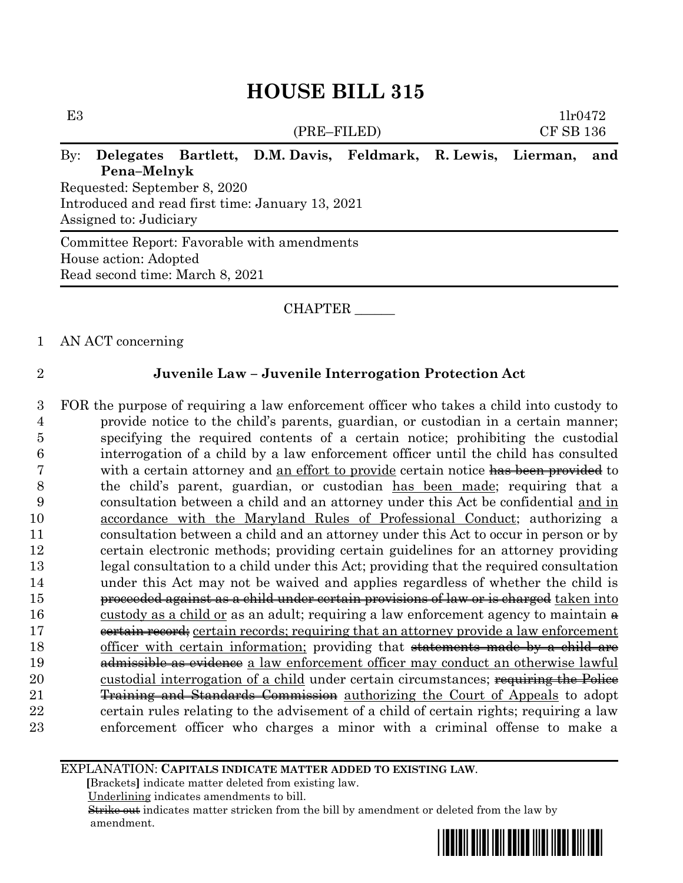# HOUSE BILL 315

E3 1lr0472
(PRE–FILED) CF SB 136

By: **Delegates Bartlett, D.M. Davis, Feldmark, R. Lewis, Lierman, and Pena–Melnyk**

Requested: September 8, 2020
Introduced and read first time: January 13, 2021
Assigned to: Judiciary

Committee Report: Favorable with amendments
House action: Adopted
Read second time: March 8, 2021

CHAPTER ______

1 AN ACT concerning

2 **Juvenile Law – Juvenile Interrogation Protection Act**

3 FOR the purpose of requiring a law enforcement officer who takes a child into custody to
4 provide notice to the child's parents, guardian, or custodian in a certain manner;
5 specifying the required contents of a certain notice; prohibiting the custodial
6 interrogation of a child by a law enforcement officer until the child has consulted
7 with a certain attorney and <u>an effort to provide</u> certain notice ~~has been provided~~ to
8 the child's parent, guardian, or custodian <u>has been made</u>; requiring that a
9 consultation between a child and an attorney under this Act be confidential <u>and in</u>
10 <u>accordance with the Maryland Rules of Professional Conduct</u>; authorizing a
11 consultation between a child and an attorney under this Act to occur in person or by
12 certain electronic methods; providing certain guidelines for an attorney providing
13 legal consultation to a child under this Act; providing that the required consultation
14 under this Act may not be waived and applies regardless of whether the child is
15 ~~proceeded against as a child under certain provisions of law or is charged~~ <u>taken into</u>
16 <u>custody as a child or</u> as an adult; requiring a law enforcement agency to maintain ~~a~~
17 ~~certain record;~~ <u>certain records; requiring that an attorney provide a law enforcement</u>
18 <u>officer with certain information;</u> providing that ~~statements made by a child are~~
19 ~~admissible as evidence~~ <u>a law enforcement officer may conduct an otherwise lawful</u>
20 <u>custodial interrogation of a child</u> under certain circumstances; ~~requiring the Police~~
21 ~~Training and Standards Commission~~ <u>authorizing the Court of Appeals</u> to adopt
22 certain rules relating to the advisement of a child of certain rights; requiring a law
23 enforcement officer who charges a minor with a criminal offense to make a

EXPLANATION: **CAPITALS INDICATE MATTER ADDED TO EXISTING LAW.**
**[**Brackets**]** indicate matter deleted from existing law.
<u>Underlining</u> indicates amendments to bill.
~~Strike out~~ indicates matter stricken from the bill by amendment or deleted from the law by amendment.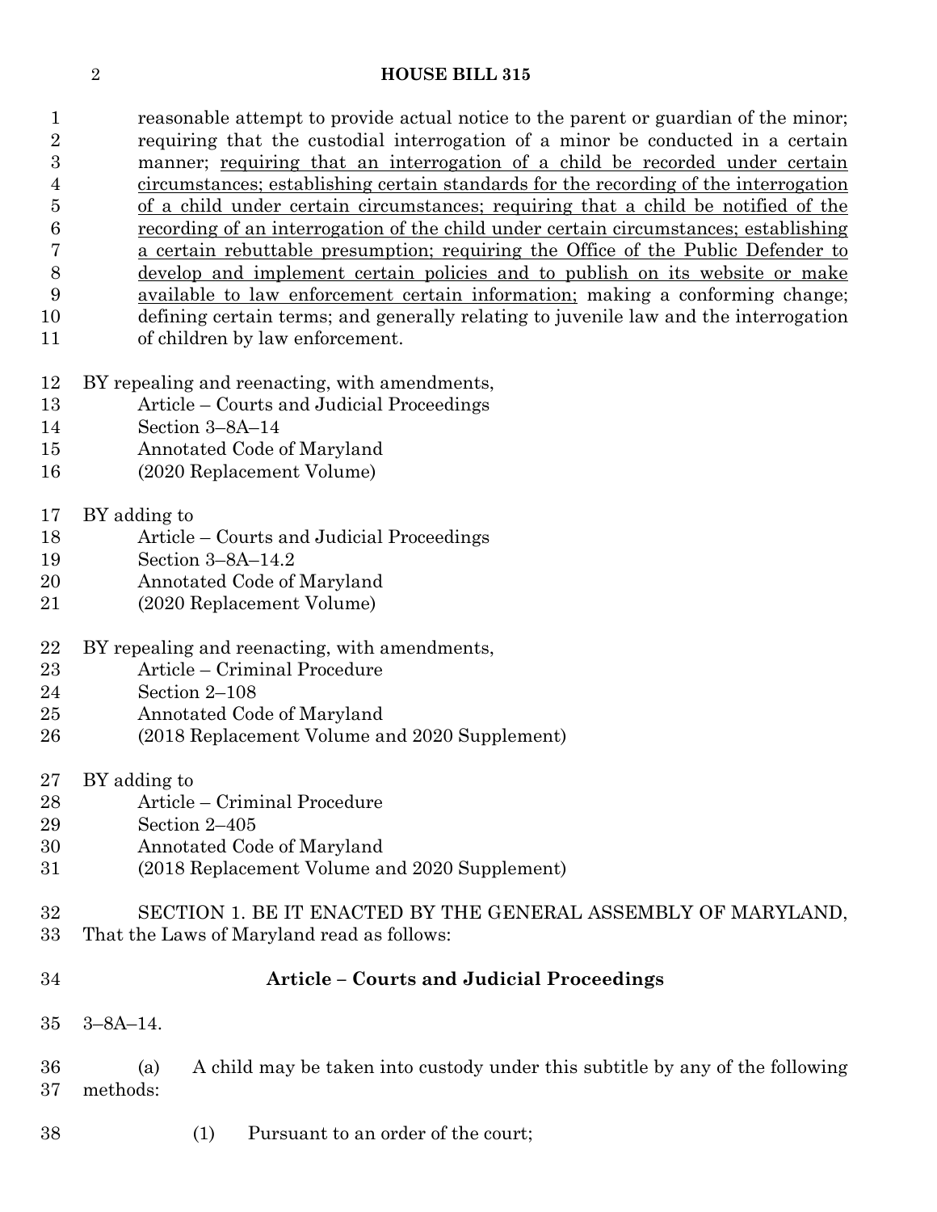reasonable attempt to provide actual notice to the parent or guardian of the minor; requiring that the custodial interrogation of a minor be conducted in a certain manner; requiring that an interrogation of a child be recorded under certain circumstances; establishing certain standards for the recording of the interrogation of a child under certain circumstances; requiring that a child be notified of the recording of an interrogation of the child under certain circumstances; establishing a certain rebuttable presumption; requiring the Office of the Public Defender to develop and implement certain policies and to publish on its website or make available to law enforcement certain information; making a conforming change; defining certain terms; and generally relating to juvenile law and the interrogation of children by law enforcement.

BY repealing and reenacting, with amendments,
Article – Courts and Judicial Proceedings
Section 3–8A–14
Annotated Code of Maryland
(2020 Replacement Volume)

BY adding to
Article – Courts and Judicial Proceedings
Section 3–8A–14.2
Annotated Code of Maryland
(2020 Replacement Volume)

BY repealing and reenacting, with amendments,
Article – Criminal Procedure
Section 2–108
Annotated Code of Maryland
(2018 Replacement Volume and 2020 Supplement)

BY adding to
Article – Criminal Procedure
Section 2–405
Annotated Code of Maryland
(2018 Replacement Volume and 2020 Supplement)

SECTION 1. BE IT ENACTED BY THE GENERAL ASSEMBLY OF MARYLAND, That the Laws of Maryland read as follows:

## Article – Courts and Judicial Proceedings

3–8A–14.

(a) A child may be taken into custody under this subtitle by any of the following methods:

(1) Pursuant to an order of the court;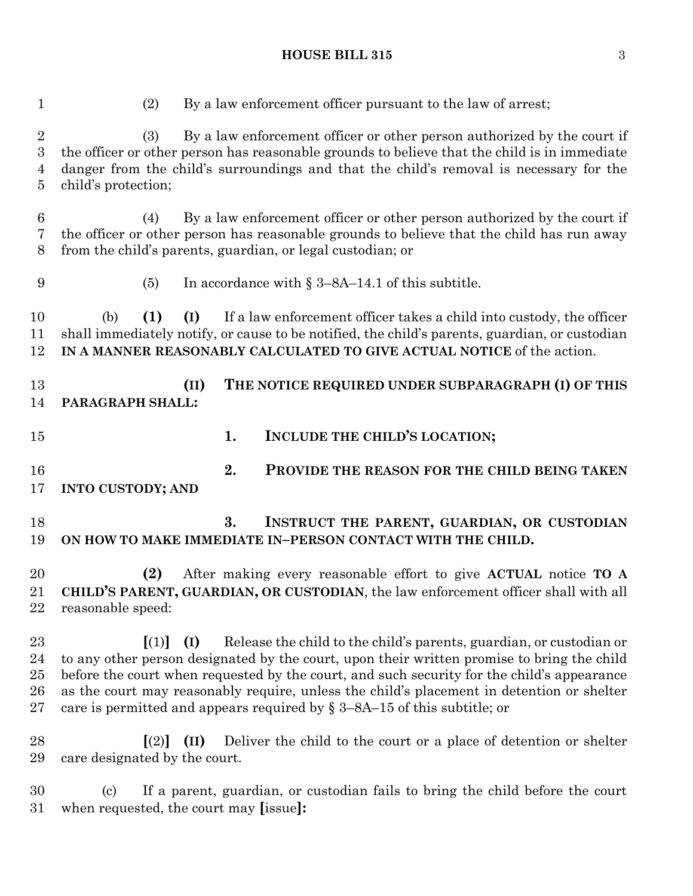(2) By a law enforcement officer pursuant to the law of arrest;

(3) By a law enforcement officer or other person authorized by the court if the officer or other person has reasonable grounds to believe that the child is in immediate danger from the child's surroundings and that the child's removal is necessary for the child's protection;

(4) By a law enforcement officer or other person authorized by the court if the officer or other person has reasonable grounds to believe that the child has run away from the child's parents, guardian, or legal custodian; or

(5) In accordance with § 3–8A–14.1 of this subtitle.

(b) **(1)** **(I)** If a law enforcement officer takes a child into custody, the officer shall immediately notify, or cause to be notified, the child's parents, guardian, or custodian **IN A MANNER REASONABLY CALCULATED TO GIVE ACTUAL NOTICE** of the action.

**(II)** **THE NOTICE REQUIRED UNDER SUBPARAGRAPH (I) OF THIS PARAGRAPH SHALL:**

**1.** **INCLUDE THE CHILD'S LOCATION;**

**2.** **PROVIDE THE REASON FOR THE CHILD BEING TAKEN INTO CUSTODY; AND**

**3.** **INSTRUCT THE PARENT, GUARDIAN, OR CUSTODIAN ON HOW TO MAKE IMMEDIATE IN–PERSON CONTACT WITH THE CHILD.**

**(2)** After making every reasonable effort to give **ACTUAL** notice **TO A CHILD'S PARENT, GUARDIAN, OR CUSTODIAN**, the law enforcement officer shall with all reasonable speed:

**[**(1)**]** **(I)** Release the child to the child's parents, guardian, or custodian or to any other person designated by the court, upon their written promise to bring the child before the court when requested by the court, and such security for the child's appearance as the court may reasonably require, unless the child's placement in detention or shelter care is permitted and appears required by § 3–8A–15 of this subtitle; or

**[**(2)**]** **(II)** Deliver the child to the court or a place of detention or shelter care designated by the court.

(c) If a parent, guardian, or custodian fails to bring the child before the court when requested, the court may **[**issue**]:**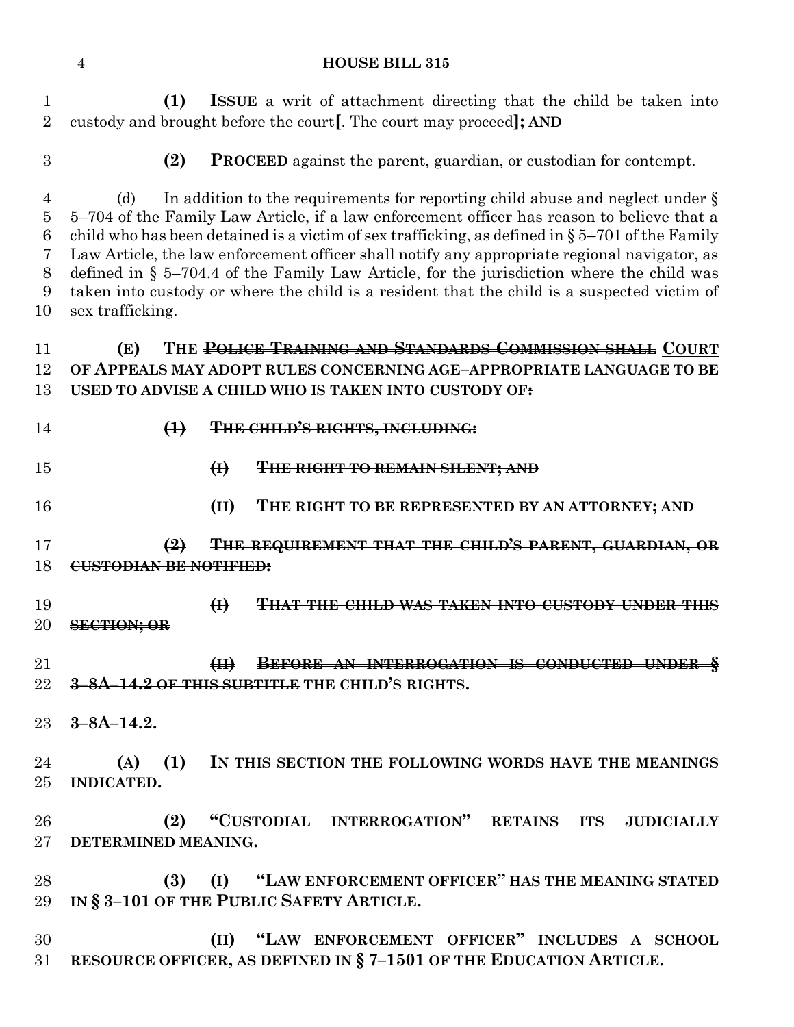**(1) ISSUE** a writ of attachment directing that the child be taken into custody and brought before the court**[**. The court may proceed**]; AND**

**(2) PROCEED** against the parent, guardian, or custodian for contempt.

(d) In addition to the requirements for reporting child abuse and neglect under § 5–704 of the Family Law Article, if a law enforcement officer has reason to believe that a child who has been detained is a victim of sex trafficking, as defined in § 5–701 of the Family Law Article, the law enforcement officer shall notify any appropriate regional navigator, as defined in § 5–704.4 of the Family Law Article, for the jurisdiction where the child was taken into custody or where the child is a resident that the child is a suspected victim of sex trafficking.

**(E) THE ~~POLICE TRAINING AND STANDARDS COMMISSION SHALL~~ <u>COURT OF APPEALS MAY</u> ADOPT RULES CONCERNING AGE–APPROPRIATE LANGUAGE TO BE USED TO ADVISE A CHILD WHO IS TAKEN INTO CUSTODY OF~~:~~**

**~~(1) THE CHILD'S RIGHTS, INCLUDING:~~**

**~~(I) THE RIGHT TO REMAIN SILENT; AND~~**

**~~(II) THE RIGHT TO BE REPRESENTED BY AN ATTORNEY; AND~~**

**~~(2) THE REQUIREMENT THAT THE CHILD'S PARENT, GUARDIAN, OR CUSTODIAN BE NOTIFIED:~~**

**~~(I) THAT THE CHILD WAS TAKEN INTO CUSTODY UNDER THIS SECTION; OR~~**

**~~(II) BEFORE AN INTERROGATION IS CONDUCTED UNDER § 3–8A–14.2 OF THIS SUBTITLE~~ <u>THE CHILD'S RIGHTS</u>.**

**3–8A–14.2.**

**(A) (1) IN THIS SECTION THE FOLLOWING WORDS HAVE THE MEANINGS INDICATED.**

**(2) "CUSTODIAL INTERROGATION" RETAINS ITS JUDICIALLY DETERMINED MEANING.**

**(3) (I) "LAW ENFORCEMENT OFFICER" HAS THE MEANING STATED IN § 3–101 OF THE PUBLIC SAFETY ARTICLE.**

**(II) "LAW ENFORCEMENT OFFICER" INCLUDES A SCHOOL RESOURCE OFFICER, AS DEFINED IN § 7–1501 OF THE EDUCATION ARTICLE.**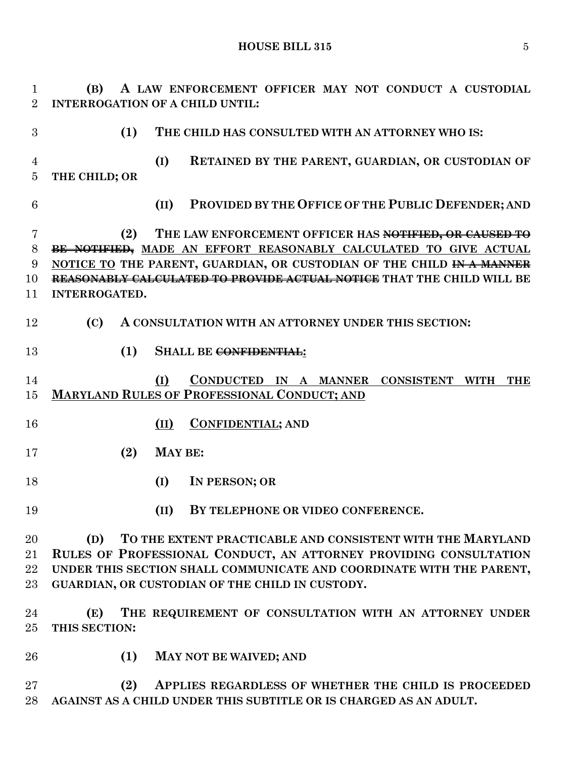**(B) A LAW ENFORCEMENT OFFICER MAY NOT CONDUCT A CUSTODIAL INTERROGATION OF A CHILD UNTIL:**

**(1) THE CHILD HAS CONSULTED WITH AN ATTORNEY WHO IS:**

**(I) RETAINED BY THE PARENT, GUARDIAN, OR CUSTODIAN OF THE CHILD; OR**

**(II) PROVIDED BY THE OFFICE OF THE PUBLIC DEFENDER; AND**

**(2) THE LAW ENFORCEMENT OFFICER HAS ~~NOTIFIED, OR CAUSED TO BE NOTIFIED,~~ MADE AN EFFORT REASONABLY CALCULATED TO GIVE ACTUAL NOTICE TO THE PARENT, GUARDIAN, OR CUSTODIAN OF THE CHILD ~~IN A MANNER REASONABLY CALCULATED TO PROVIDE ACTUAL NOTICE~~ THAT THE CHILD WILL BE INTERROGATED.**

**(C) A CONSULTATION WITH AN ATTORNEY UNDER THIS SECTION:**

**(1) SHALL BE ~~CONFIDENTIAL.~~:**

**(I) CONDUCTED IN A MANNER CONSISTENT WITH THE MARYLAND RULES OF PROFESSIONAL CONDUCT; AND**

**(II) CONFIDENTIAL; AND**

**(2) MAY BE:**

**(I) IN PERSON; OR**

**(II) BY TELEPHONE OR VIDEO CONFERENCE.**

**(D) TO THE EXTENT PRACTICABLE AND CONSISTENT WITH THE MARYLAND RULES OF PROFESSIONAL CONDUCT, AN ATTORNEY PROVIDING CONSULTATION UNDER THIS SECTION SHALL COMMUNICATE AND COORDINATE WITH THE PARENT, GUARDIAN, OR CUSTODIAN OF THE CHILD IN CUSTODY.**

**(E) THE REQUIREMENT OF CONSULTATION WITH AN ATTORNEY UNDER THIS SECTION:**

**(1) MAY NOT BE WAIVED; AND**

**(2) APPLIES REGARDLESS OF WHETHER THE CHILD IS PROCEEDED AGAINST AS A CHILD UNDER THIS SUBTITLE OR IS CHARGED AS AN ADULT.**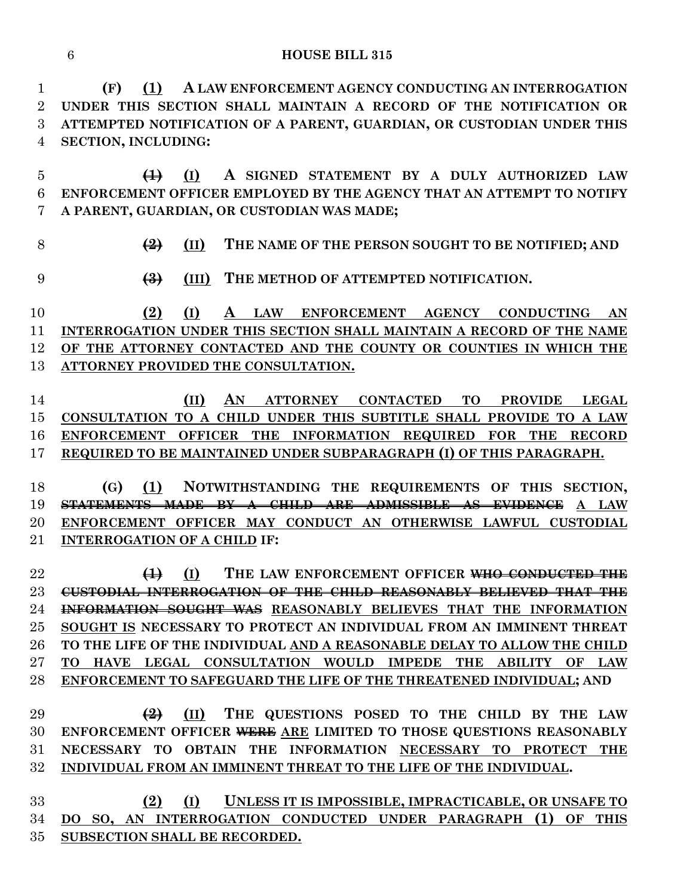**(F) (1) A LAW ENFORCEMENT AGENCY CONDUCTING AN INTERROGATION UNDER THIS SECTION SHALL MAINTAIN A RECORD OF THE NOTIFICATION OR ATTEMPTED NOTIFICATION OF A PARENT, GUARDIAN, OR CUSTODIAN UNDER THIS SECTION, INCLUDING:**

**~~(1)~~ (I) A SIGNED STATEMENT BY A DULY AUTHORIZED LAW ENFORCEMENT OFFICER EMPLOYED BY THE AGENCY THAT AN ATTEMPT TO NOTIFY A PARENT, GUARDIAN, OR CUSTODIAN WAS MADE;**

**~~(2)~~ (II) THE NAME OF THE PERSON SOUGHT TO BE NOTIFIED; AND**

**~~(3)~~ (III) THE METHOD OF ATTEMPTED NOTIFICATION.**

**(2) (I) A LAW ENFORCEMENT AGENCY CONDUCTING AN INTERROGATION UNDER THIS SECTION SHALL MAINTAIN A RECORD OF THE NAME OF THE ATTORNEY CONTACTED AND THE COUNTY OR COUNTIES IN WHICH THE ATTORNEY PROVIDED THE CONSULTATION.**

**(II) AN ATTORNEY CONTACTED TO PROVIDE LEGAL CONSULTATION TO A CHILD UNDER THIS SUBTITLE SHALL PROVIDE TO A LAW ENFORCEMENT OFFICER THE INFORMATION REQUIRED FOR THE RECORD REQUIRED TO BE MAINTAINED UNDER SUBPARAGRAPH (I) OF THIS PARAGRAPH.**

**(G) (1) NOTWITHSTANDING THE REQUIREMENTS OF THIS SECTION, ~~STATEMENTS MADE BY A CHILD ARE ADMISSIBLE AS EVIDENCE~~ A LAW ENFORCEMENT OFFICER MAY CONDUCT AN OTHERWISE LAWFUL CUSTODIAL INTERROGATION OF A CHILD IF:**

**~~(1)~~ (I) THE LAW ENFORCEMENT OFFICER ~~WHO CONDUCTED THE CUSTODIAL INTERROGATION OF THE CHILD REASONABLY BELIEVED THAT THE INFORMATION SOUGHT WAS~~ REASONABLY BELIEVES THAT THE INFORMATION SOUGHT IS NECESSARY TO PROTECT AN INDIVIDUAL FROM AN IMMINENT THREAT TO THE LIFE OF THE INDIVIDUAL AND A REASONABLE DELAY TO ALLOW THE CHILD TO HAVE LEGAL CONSULTATION WOULD IMPEDE THE ABILITY OF LAW ENFORCEMENT TO SAFEGUARD THE LIFE OF THE THREATENED INDIVIDUAL; AND**

**~~(2)~~ (II) THE QUESTIONS POSED TO THE CHILD BY THE LAW ENFORCEMENT OFFICER ~~WERE~~ ARE LIMITED TO THOSE QUESTIONS REASONABLY NECESSARY TO OBTAIN THE INFORMATION NECESSARY TO PROTECT THE INDIVIDUAL FROM AN IMMINENT THREAT TO THE LIFE OF THE INDIVIDUAL.**

**(2) (I) UNLESS IT IS IMPOSSIBLE, IMPRACTICABLE, OR UNSAFE TO DO SO, AN INTERROGATION CONDUCTED UNDER PARAGRAPH (1) OF THIS SUBSECTION SHALL BE RECORDED.**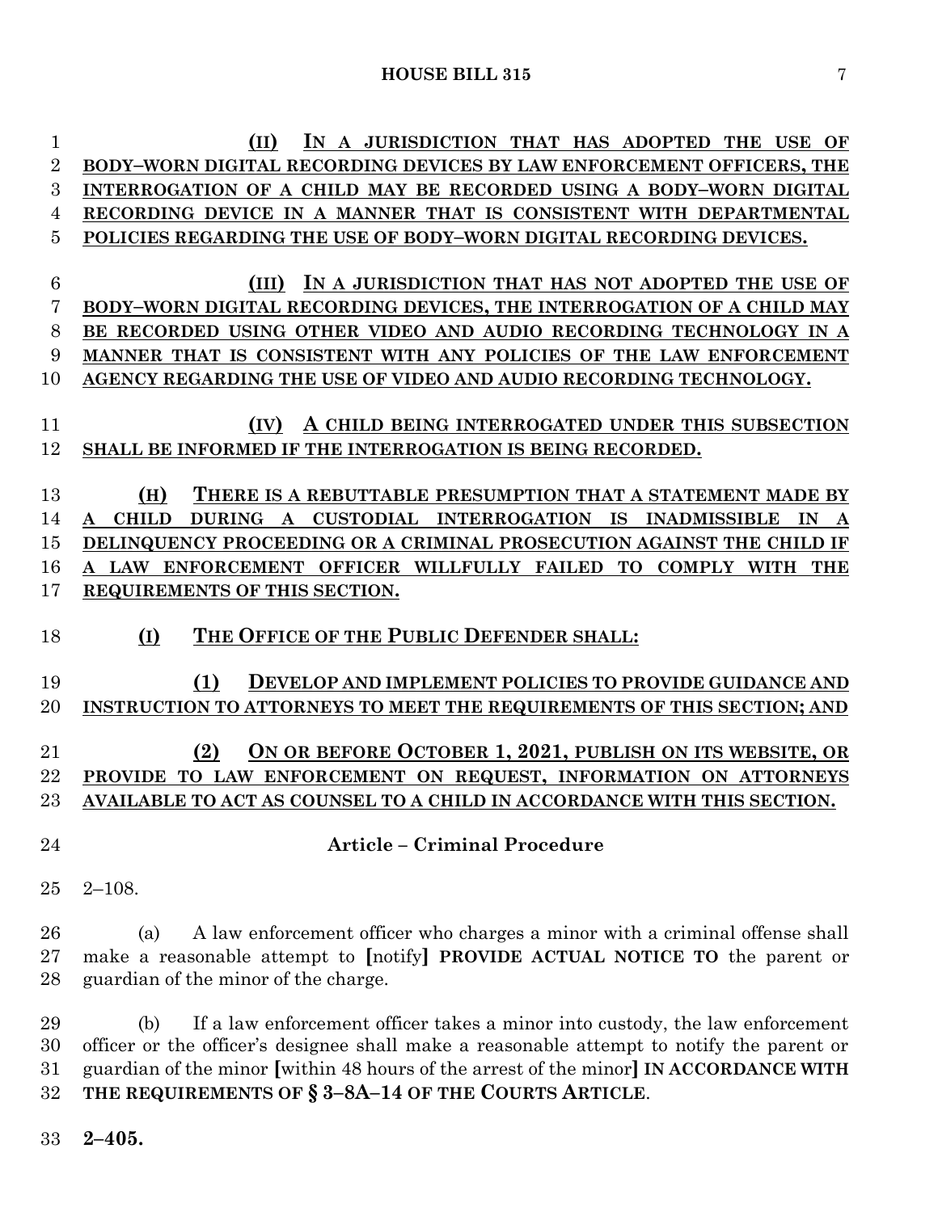**(II) IN A JURISDICTION THAT HAS ADOPTED THE USE OF BODY–WORN DIGITAL RECORDING DEVICES BY LAW ENFORCEMENT OFFICERS, THE INTERROGATION OF A CHILD MAY BE RECORDED USING A BODY–WORN DIGITAL RECORDING DEVICE IN A MANNER THAT IS CONSISTENT WITH DEPARTMENTAL POLICIES REGARDING THE USE OF BODY–WORN DIGITAL RECORDING DEVICES.**

**(III) IN A JURISDICTION THAT HAS NOT ADOPTED THE USE OF BODY–WORN DIGITAL RECORDING DEVICES, THE INTERROGATION OF A CHILD MAY BE RECORDED USING OTHER VIDEO AND AUDIO RECORDING TECHNOLOGY IN A MANNER THAT IS CONSISTENT WITH ANY POLICIES OF THE LAW ENFORCEMENT AGENCY REGARDING THE USE OF VIDEO AND AUDIO RECORDING TECHNOLOGY.**

**(IV) A CHILD BEING INTERROGATED UNDER THIS SUBSECTION SHALL BE INFORMED IF THE INTERROGATION IS BEING RECORDED.**

**(H) THERE IS A REBUTTABLE PRESUMPTION THAT A STATEMENT MADE BY A CHILD DURING A CUSTODIAL INTERROGATION IS INADMISSIBLE IN A DELINQUENCY PROCEEDING OR A CRIMINAL PROSECUTION AGAINST THE CHILD IF A LAW ENFORCEMENT OFFICER WILLFULLY FAILED TO COMPLY WITH THE REQUIREMENTS OF THIS SECTION.**

**(I) THE OFFICE OF THE PUBLIC DEFENDER SHALL:**

**(1) DEVELOP AND IMPLEMENT POLICIES TO PROVIDE GUIDANCE AND INSTRUCTION TO ATTORNEYS TO MEET THE REQUIREMENTS OF THIS SECTION; AND**

**(2) ON OR BEFORE OCTOBER 1, 2021, PUBLISH ON ITS WEBSITE, OR PROVIDE TO LAW ENFORCEMENT ON REQUEST, INFORMATION ON ATTORNEYS AVAILABLE TO ACT AS COUNSEL TO A CHILD IN ACCORDANCE WITH THIS SECTION.**

**Article – Criminal Procedure**

2–108.

(a) A law enforcement officer who charges a minor with a criminal offense shall make a reasonable attempt to **[**notify**]** **PROVIDE ACTUAL NOTICE TO** the parent or guardian of the minor of the charge.

(b) If a law enforcement officer takes a minor into custody, the law enforcement officer or the officer's designee shall make a reasonable attempt to notify the parent or guardian of the minor **[**within 48 hours of the arrest of the minor**]** **IN ACCORDANCE WITH THE REQUIREMENTS OF § 3–8A–14 OF THE COURTS ARTICLE**.

**2–405.**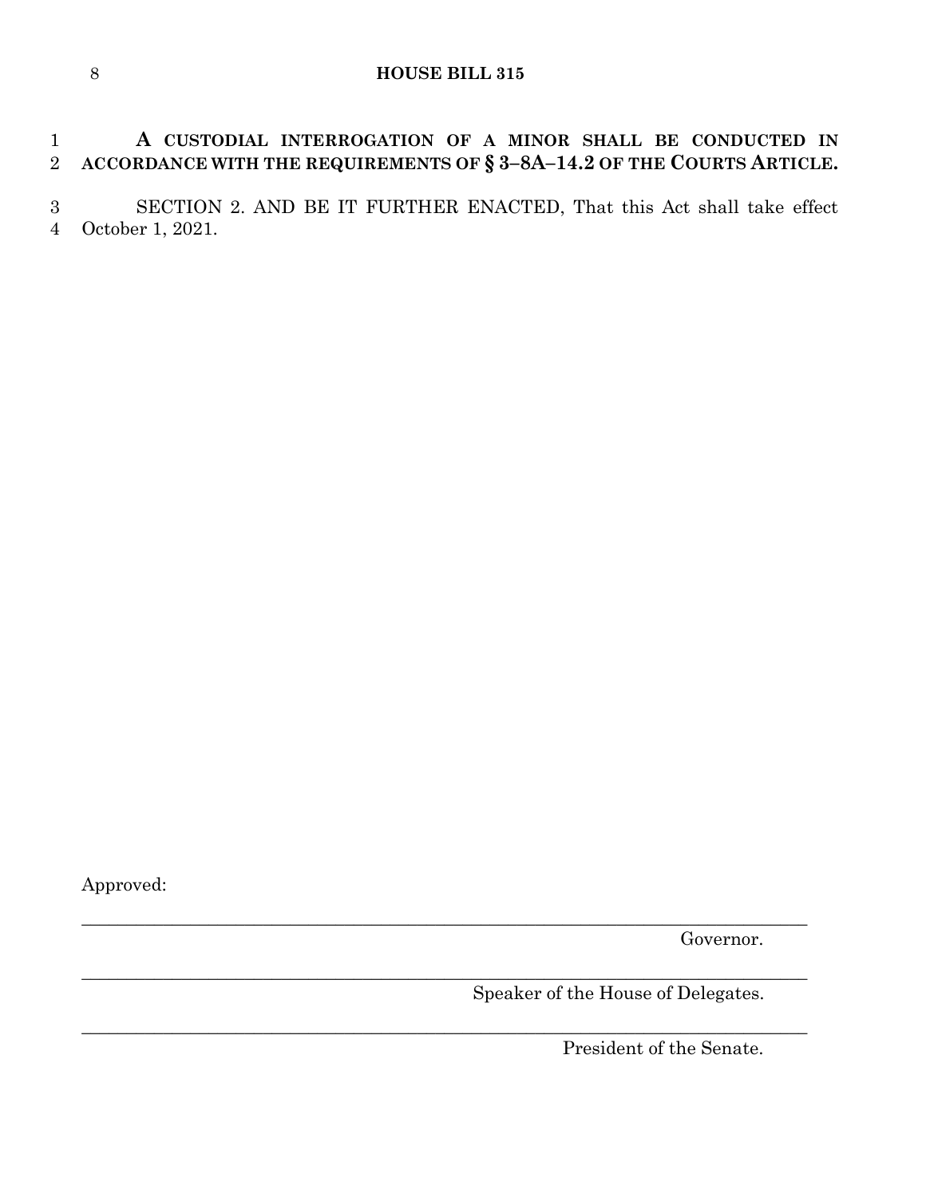**A CUSTODIAL INTERROGATION OF A MINOR SHALL BE CONDUCTED IN ACCORDANCE WITH THE REQUIREMENTS OF § 3–8A–14.2 OF THE COURTS ARTICLE.**

SECTION 2. AND BE IT FURTHER ENACTED, That this Act shall take effect October 1, 2021.

Approved:

\_\_\_\_\_\_\_\_\_\_\_\_\_\_\_\_\_\_\_\_\_\_\_\_\_\_\_\_\_\_\_\_\_\_\_\_\_\_\_\_\_\_\_\_\_\_\_\_\_\_\_\_\_\_\_\_\_\_\_\_\_\_\_\_\_\_\_\_\_\_\_\_\_\_\_\_\_\_

Governor.

\_\_\_\_\_\_\_\_\_\_\_\_\_\_\_\_\_\_\_\_\_\_\_\_\_\_\_\_\_\_\_\_\_\_\_\_\_\_\_\_\_\_\_\_\_\_\_\_\_\_\_\_\_\_\_\_\_\_\_\_\_\_\_\_\_\_\_\_\_\_\_\_\_\_\_\_\_\_

Speaker of the House of Delegates.

\_\_\_\_\_\_\_\_\_\_\_\_\_\_\_\_\_\_\_\_\_\_\_\_\_\_\_\_\_\_\_\_\_\_\_\_\_\_\_\_\_\_\_\_\_\_\_\_\_\_\_\_\_\_\_\_\_\_\_\_\_\_\_\_\_\_\_\_\_\_\_\_\_\_\_\_\_\_

President of the Senate.